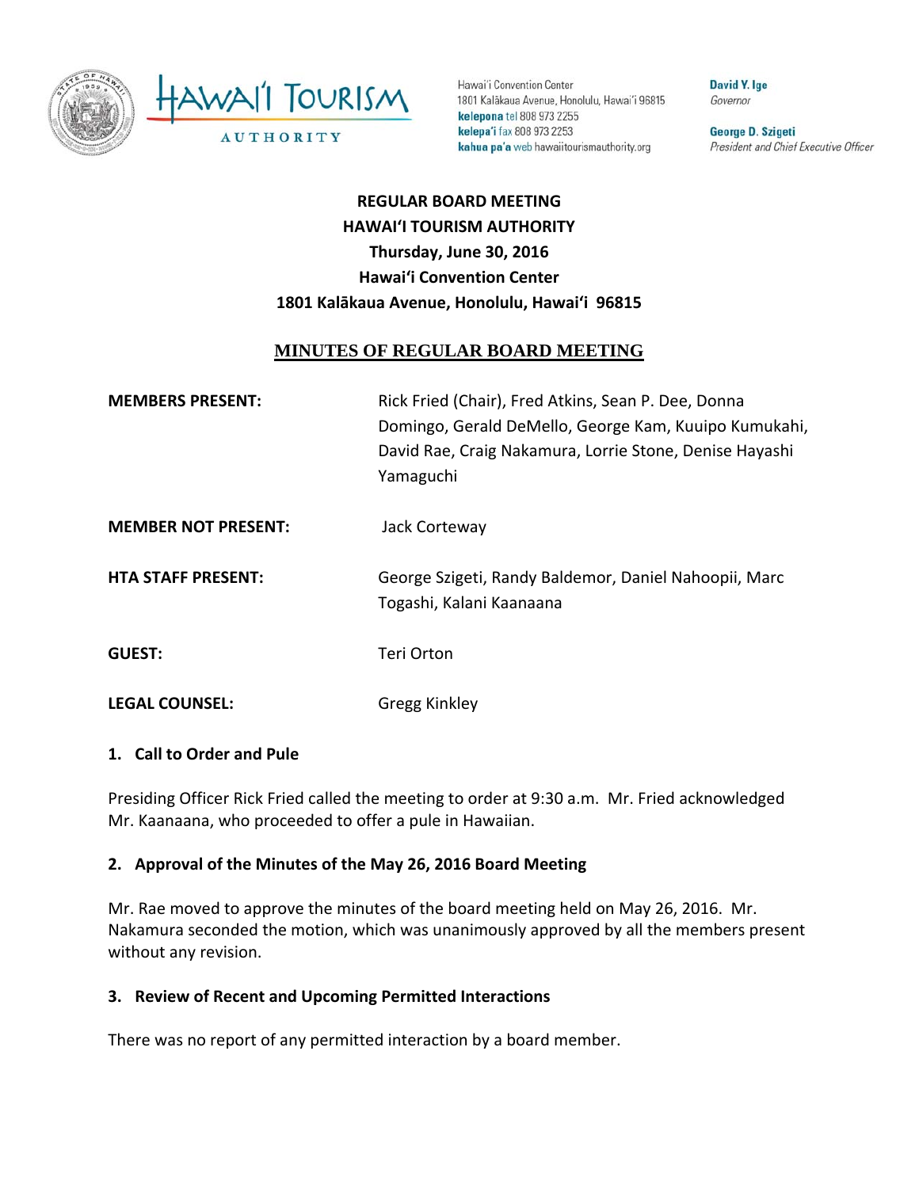Hawai'i Convention Center
1801 Kalākaua Avenue, Honolulu, Hawai'i 96815
**kelepona** tel 808 973 2255
**kelepa'i** fax 808 973 2253
**kahua pa'a** web hawaiitourismauthority.org

**David Y. Ige**
*Governor*

**George D. Szigeti**
*President and Chief Executive Officer*

**REGULAR BOARD MEETING**
**HAWAI'I TOURISM AUTHORITY**
**Thursday, June 30, 2016**
**Hawai'i Convention Center**
**1801 Kalākaua Avenue, Honolulu, Hawai'i 96815**

# MINUTES OF REGULAR BOARD MEETING

| | |
|---|---|
| **MEMBERS PRESENT:** | Rick Fried (Chair), Fred Atkins, Sean P. Dee, Donna Domingo, Gerald DeMello, George Kam, Kuuipo Kumukahi, David Rae, Craig Nakamura, Lorrie Stone, Denise Hayashi Yamaguchi |
| **MEMBER NOT PRESENT:** | Jack Corteway |
| **HTA STAFF PRESENT:** | George Szigeti, Randy Baldemor, Daniel Nahoopii, Marc Togashi, Kalani Kaanaana |
| **GUEST:** | Teri Orton |
| **LEGAL COUNSEL:** | Gregg Kinkley |

## 1. Call to Order and Pule

Presiding Officer Rick Fried called the meeting to order at 9:30 a.m. Mr. Fried acknowledged Mr. Kaanaana, who proceeded to offer a pule in Hawaiian.

## 2. Approval of the Minutes of the May 26, 2016 Board Meeting

Mr. Rae moved to approve the minutes of the board meeting held on May 26, 2016. Mr. Nakamura seconded the motion, which was unanimously approved by all the members present without any revision.

## 3. Review of Recent and Upcoming Permitted Interactions

There was no report of any permitted interaction by a board member.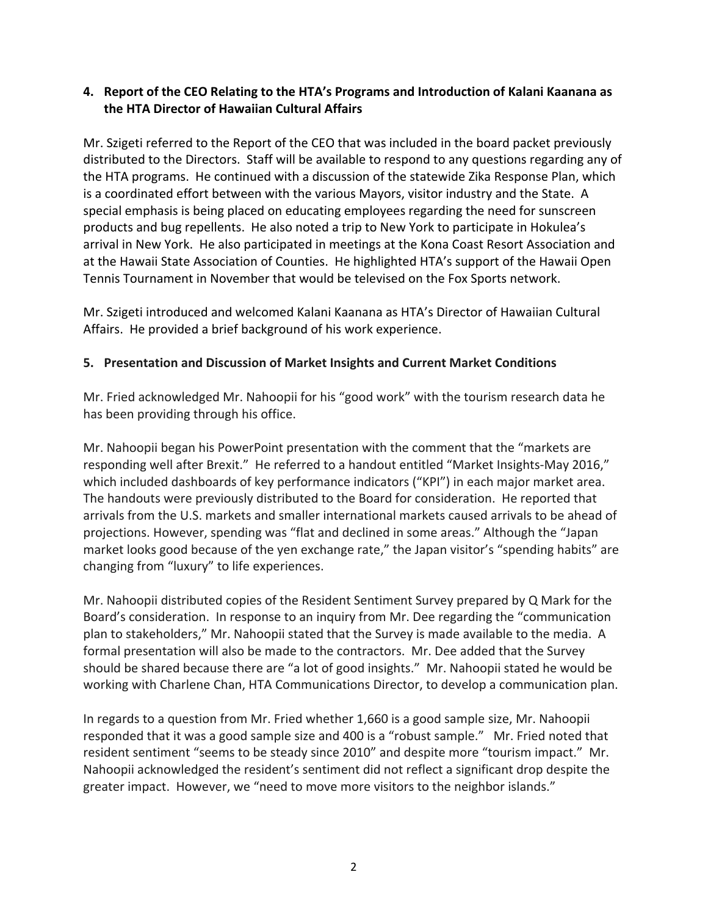## 4. Report of the CEO Relating to the HTA's Programs and Introduction of Kalani Kaanana as the HTA Director of Hawaiian Cultural Affairs

Mr. Szigeti referred to the Report of the CEO that was included in the board packet previously distributed to the Directors. Staff will be available to respond to any questions regarding any of the HTA programs. He continued with a discussion of the statewide Zika Response Plan, which is a coordinated effort between with the various Mayors, visitor industry and the State. A special emphasis is being placed on educating employees regarding the need for sunscreen products and bug repellents. He also noted a trip to New York to participate in Hokulea's arrival in New York. He also participated in meetings at the Kona Coast Resort Association and at the Hawaii State Association of Counties. He highlighted HTA's support of the Hawaii Open Tennis Tournament in November that would be televised on the Fox Sports network.

Mr. Szigeti introduced and welcomed Kalani Kaanana as HTA's Director of Hawaiian Cultural Affairs. He provided a brief background of his work experience.

## 5. Presentation and Discussion of Market Insights and Current Market Conditions

Mr. Fried acknowledged Mr. Nahoopii for his "good work" with the tourism research data he has been providing through his office.

Mr. Nahoopii began his PowerPoint presentation with the comment that the "markets are responding well after Brexit." He referred to a handout entitled "Market Insights-May 2016," which included dashboards of key performance indicators ("KPI") in each major market area. The handouts were previously distributed to the Board for consideration. He reported that arrivals from the U.S. markets and smaller international markets caused arrivals to be ahead of projections. However, spending was "flat and declined in some areas." Although the "Japan market looks good because of the yen exchange rate," the Japan visitor's "spending habits" are changing from "luxury" to life experiences.

Mr. Nahoopii distributed copies of the Resident Sentiment Survey prepared by Q Mark for the Board's consideration. In response to an inquiry from Mr. Dee regarding the "communication plan to stakeholders," Mr. Nahoopii stated that the Survey is made available to the media. A formal presentation will also be made to the contractors. Mr. Dee added that the Survey should be shared because there are "a lot of good insights." Mr. Nahoopii stated he would be working with Charlene Chan, HTA Communications Director, to develop a communication plan.

In regards to a question from Mr. Fried whether 1,660 is a good sample size, Mr. Nahoopii responded that it was a good sample size and 400 is a "robust sample." Mr. Fried noted that resident sentiment "seems to be steady since 2010" and despite more "tourism impact." Mr. Nahoopii acknowledged the resident's sentiment did not reflect a significant drop despite the greater impact. However, we "need to move more visitors to the neighbor islands."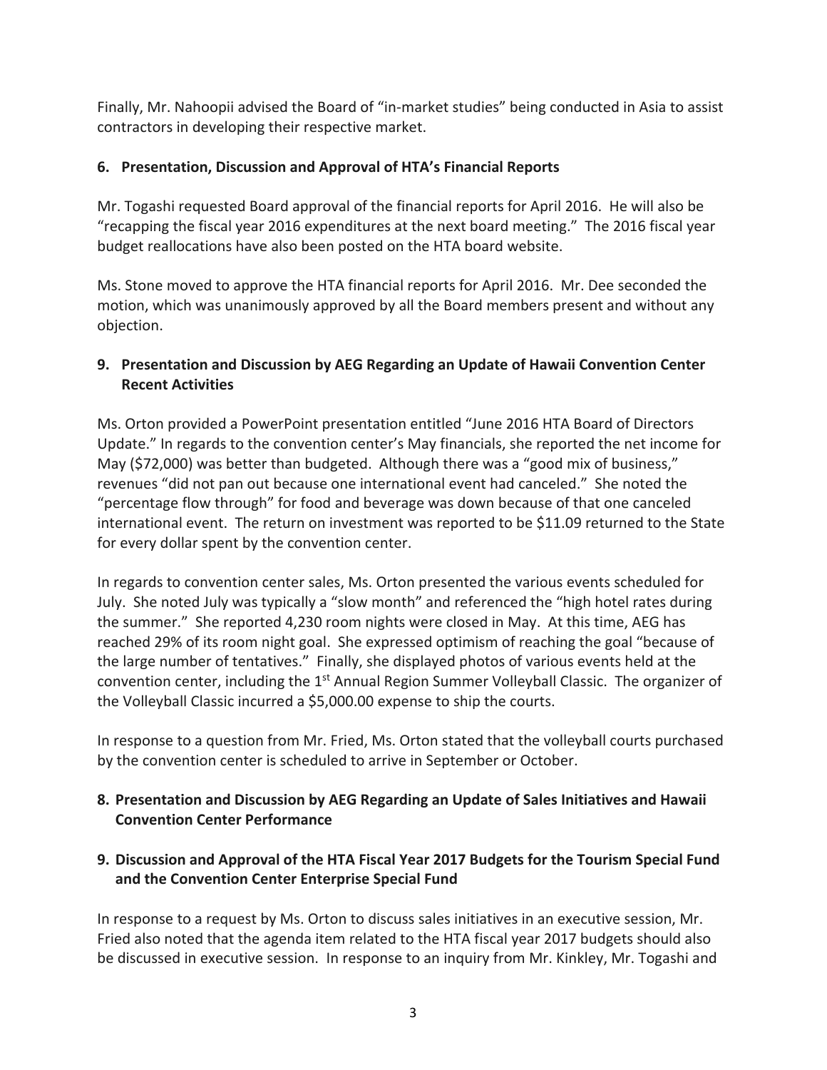Finally, Mr. Nahoopii advised the Board of "in-market studies" being conducted in Asia to assist contractors in developing their respective market.

**6. Presentation, Discussion and Approval of HTA's Financial Reports**

Mr. Togashi requested Board approval of the financial reports for April 2016. He will also be "recapping the fiscal year 2016 expenditures at the next board meeting." The 2016 fiscal year budget reallocations have also been posted on the HTA board website.

Ms. Stone moved to approve the HTA financial reports for April 2016. Mr. Dee seconded the motion, which was unanimously approved by all the Board members present and without any objection.

**9. Presentation and Discussion by AEG Regarding an Update of Hawaii Convention Center Recent Activities**

Ms. Orton provided a PowerPoint presentation entitled "June 2016 HTA Board of Directors Update." In regards to the convention center's May financials, she reported the net income for May ($72,000) was better than budgeted. Although there was a "good mix of business," revenues "did not pan out because one international event had canceled." She noted the "percentage flow through" for food and beverage was down because of that one canceled international event. The return on investment was reported to be $11.09 returned to the State for every dollar spent by the convention center.

In regards to convention center sales, Ms. Orton presented the various events scheduled for July. She noted July was typically a "slow month" and referenced the "high hotel rates during the summer." She reported 4,230 room nights were closed in May. At this time, AEG has reached 29% of its room night goal. She expressed optimism of reaching the goal "because of the large number of tentatives." Finally, she displayed photos of various events held at the convention center, including the 1st Annual Region Summer Volleyball Classic. The organizer of the Volleyball Classic incurred a $5,000.00 expense to ship the courts.

In response to a question from Mr. Fried, Ms. Orton stated that the volleyball courts purchased by the convention center is scheduled to arrive in September or October.

**8. Presentation and Discussion by AEG Regarding an Update of Sales Initiatives and Hawaii Convention Center Performance**

**9. Discussion and Approval of the HTA Fiscal Year 2017 Budgets for the Tourism Special Fund and the Convention Center Enterprise Special Fund**

In response to a request by Ms. Orton to discuss sales initiatives in an executive session, Mr. Fried also noted that the agenda item related to the HTA fiscal year 2017 budgets should also be discussed in executive session. In response to an inquiry from Mr. Kinkley, Mr. Togashi and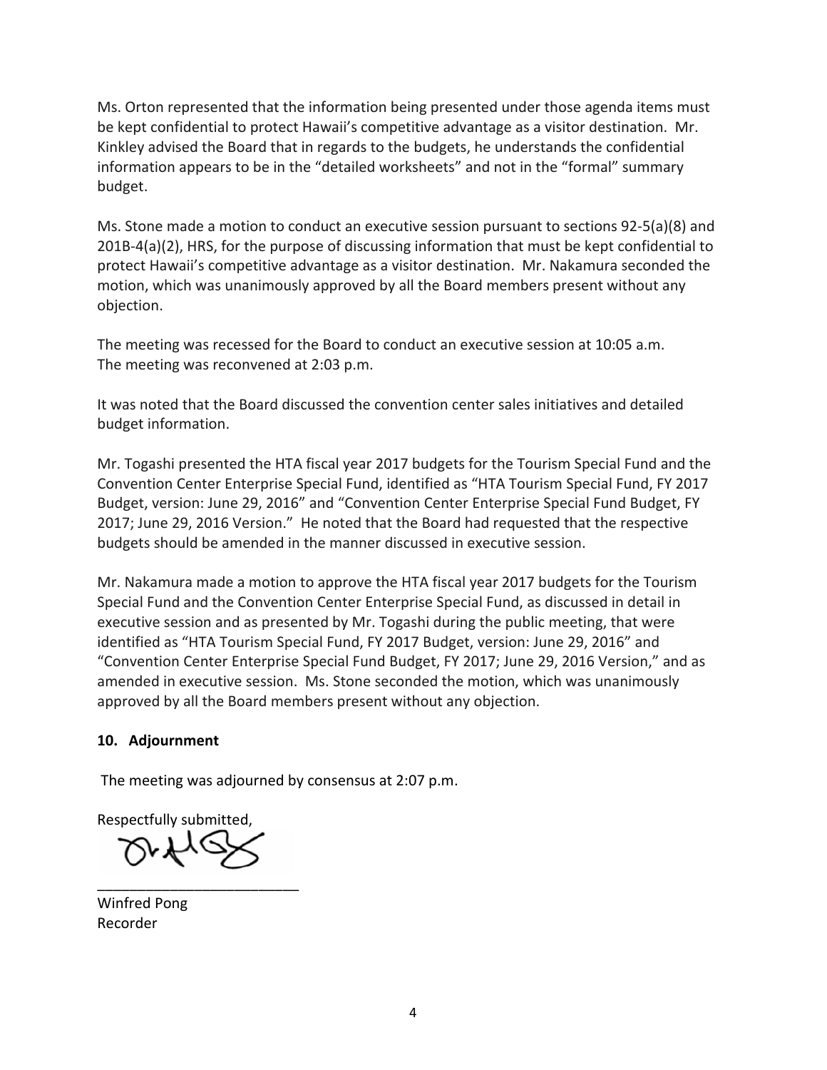Ms. Orton represented that the information being presented under those agenda items must be kept confidential to protect Hawaii's competitive advantage as a visitor destination. Mr. Kinkley advised the Board that in regards to the budgets, he understands the confidential information appears to be in the "detailed worksheets" and not in the "formal" summary budget.

Ms. Stone made a motion to conduct an executive session pursuant to sections 92-5(a)(8) and 201B-4(a)(2), HRS, for the purpose of discussing information that must be kept confidential to protect Hawaii's competitive advantage as a visitor destination. Mr. Nakamura seconded the motion, which was unanimously approved by all the Board members present without any objection.

The meeting was recessed for the Board to conduct an executive session at 10:05 a.m.
The meeting was reconvened at 2:03 p.m.

It was noted that the Board discussed the convention center sales initiatives and detailed budget information.

Mr. Togashi presented the HTA fiscal year 2017 budgets for the Tourism Special Fund and the Convention Center Enterprise Special Fund, identified as "HTA Tourism Special Fund, FY 2017 Budget, version: June 29, 2016" and "Convention Center Enterprise Special Fund Budget, FY 2017; June 29, 2016 Version." He noted that the Board had requested that the respective budgets should be amended in the manner discussed in executive session.

Mr. Nakamura made a motion to approve the HTA fiscal year 2017 budgets for the Tourism Special Fund and the Convention Center Enterprise Special Fund, as discussed in detail in executive session and as presented by Mr. Togashi during the public meeting, that were identified as "HTA Tourism Special Fund, FY 2017 Budget, version: June 29, 2016" and "Convention Center Enterprise Special Fund Budget, FY 2017; June 29, 2016 Version," and as amended in executive session. Ms. Stone seconded the motion, which was unanimously approved by all the Board members present without any objection.

**10. Adjournment**

The meeting was adjourned by consensus at 2:07 p.m.

Respectfully submitted,

\_\_\_\_\_\_\_\_\_\_\_\_\_\_\_\_\_\_\_\_\_\_\_\_\_

Winfred Pong
Recorder